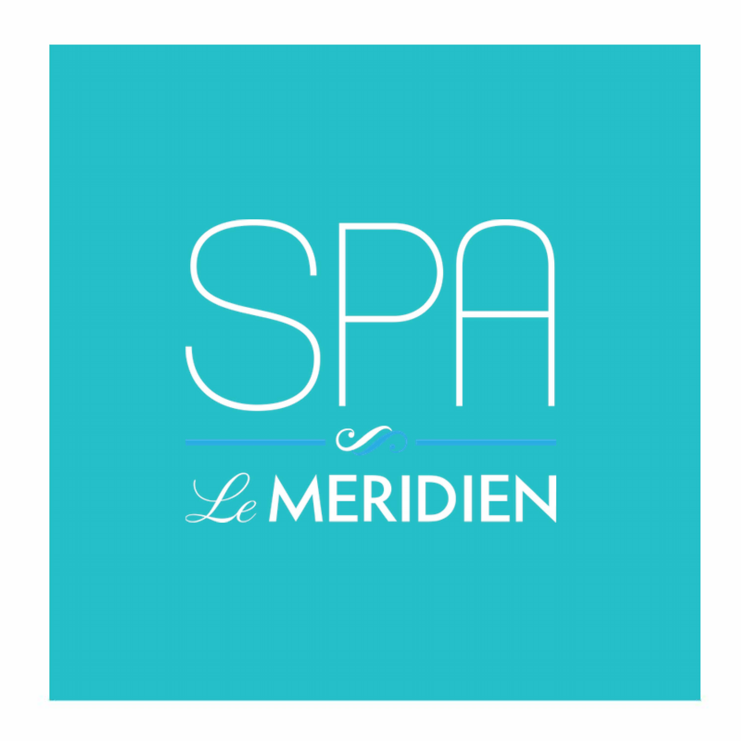# SPA

Le MERIDIEN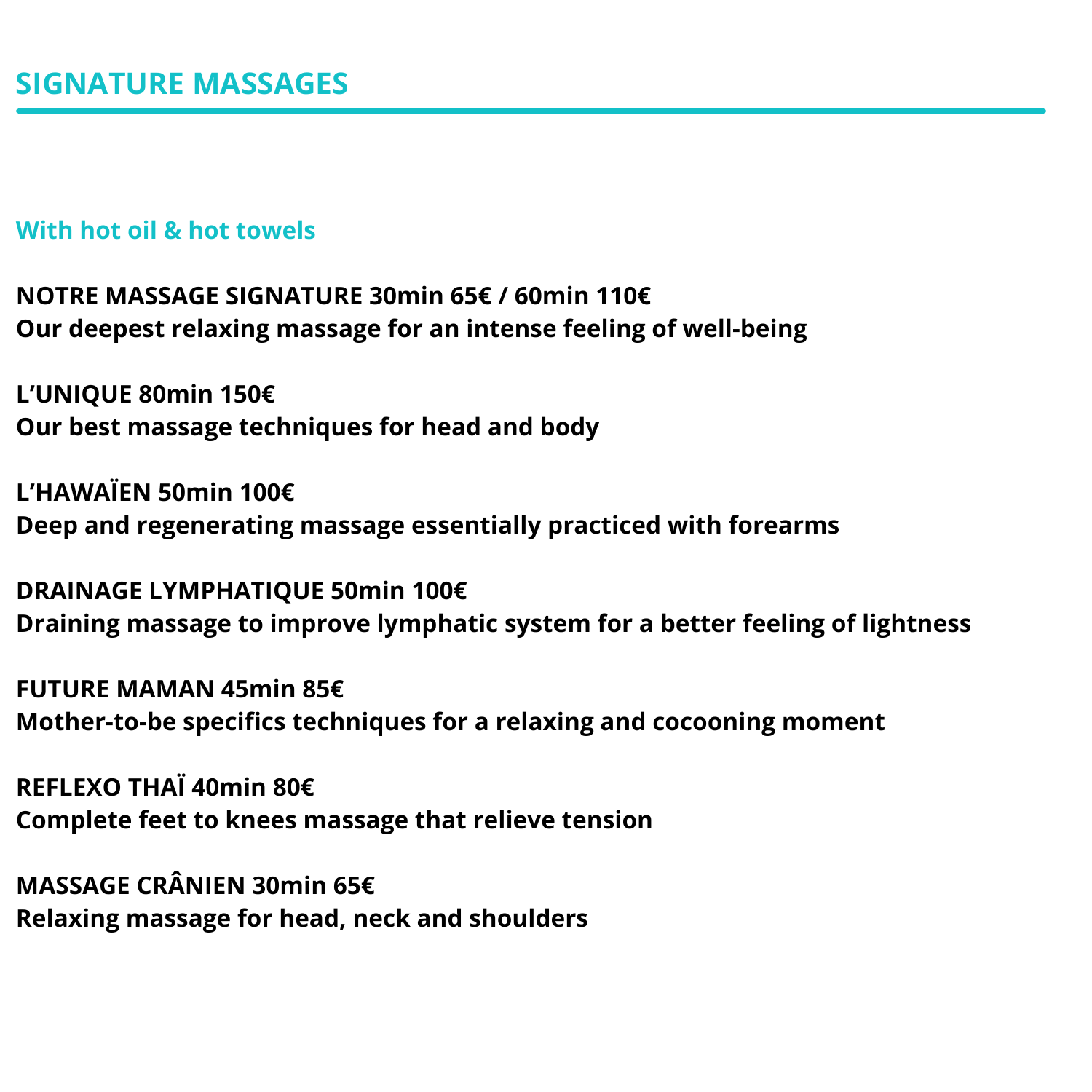## SIGNATURE MASSAGES

### With hot oil & hot towels

**NOTRE MASSAGE SIGNATURE 30min 65€ / 60min 110€**
**Our deepest relaxing massage for an intense feeling of well-being**

**L'UNIQUE 80min 150€**
**Our best massage techniques for head and body**

**L'HAWAÏEN 50min 100€**
**Deep and regenerating massage essentially practiced with forearms**

**DRAINAGE LYMPHATIQUE 50min 100€**
**Draining massage to improve lymphatic system for a better feeling of lightness**

**FUTURE MAMAN 45min 85€**
**Mother-to-be specifics techniques for a relaxing and cocooning moment**

**REFLEXO THAÏ 40min 80€**
**Complete feet to knees massage that relieve tension**

**MASSAGE CRÂNIEN 30min 65€**
**Relaxing massage for head, neck and shoulders**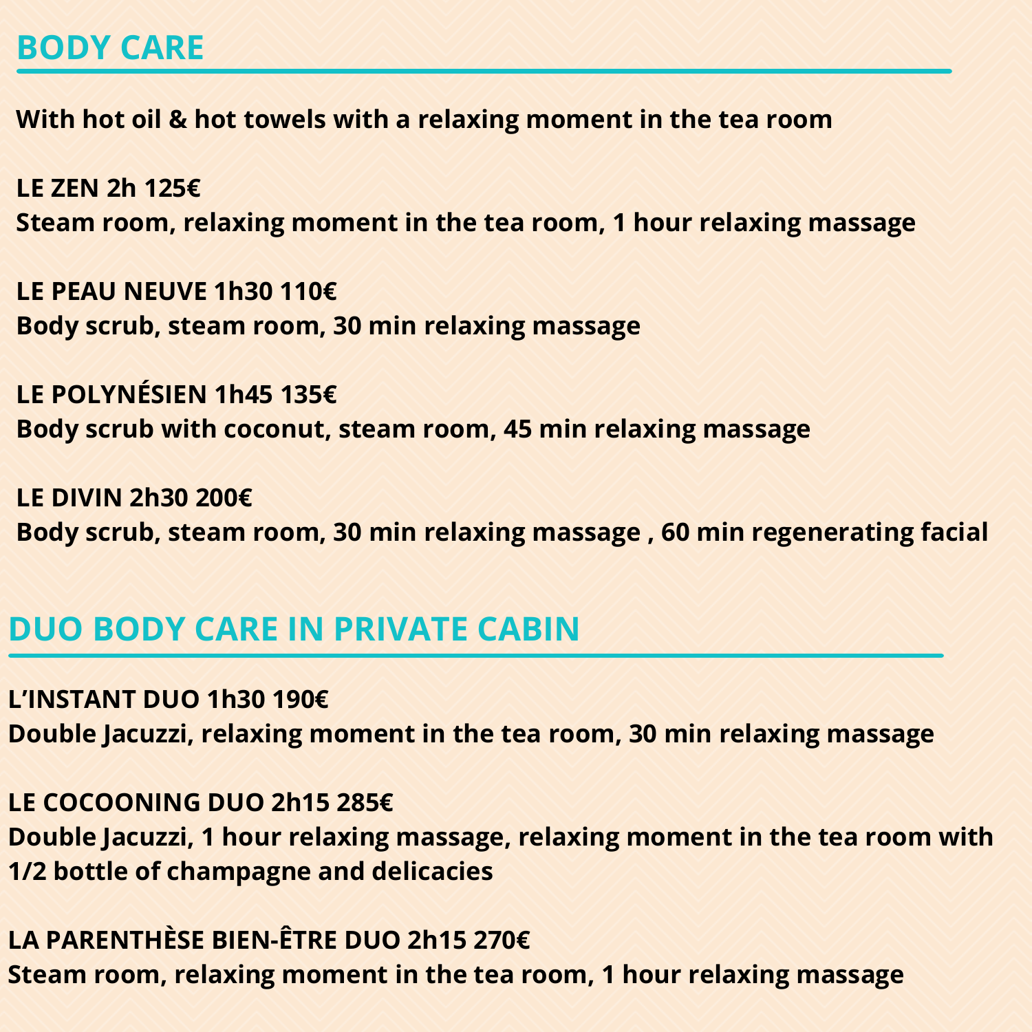## BODY CARE

**With hot oil & hot towels with a relaxing moment in the tea room**

**LE ZEN 2h 125€**
**Steam room, relaxing moment in the tea room, 1 hour relaxing massage**

**LE PEAU NEUVE 1h30 110€**
**Body scrub, steam room, 30 min relaxing massage**

**LE POLYNÉSIEN 1h45 135€**
**Body scrub with coconut, steam room, 45 min relaxing massage**

**LE DIVIN 2h30 200€**
**Body scrub, steam room, 30 min relaxing massage , 60 min regenerating facial**

## DUO BODY CARE IN PRIVATE CABIN

**L'INSTANT DUO 1h30 190€**
**Double Jacuzzi, relaxing moment in the tea room, 30 min relaxing massage**

**LE COCOONING DUO 2h15 285€**
**Double Jacuzzi, 1 hour relaxing massage, relaxing moment in the tea room with 1/2 bottle of champagne and delicacies**

**LA PARENTHÈSE BIEN-ÊTRE DUO 2h15 270€**
**Steam room, relaxing moment in the tea room, 1 hour relaxing massage**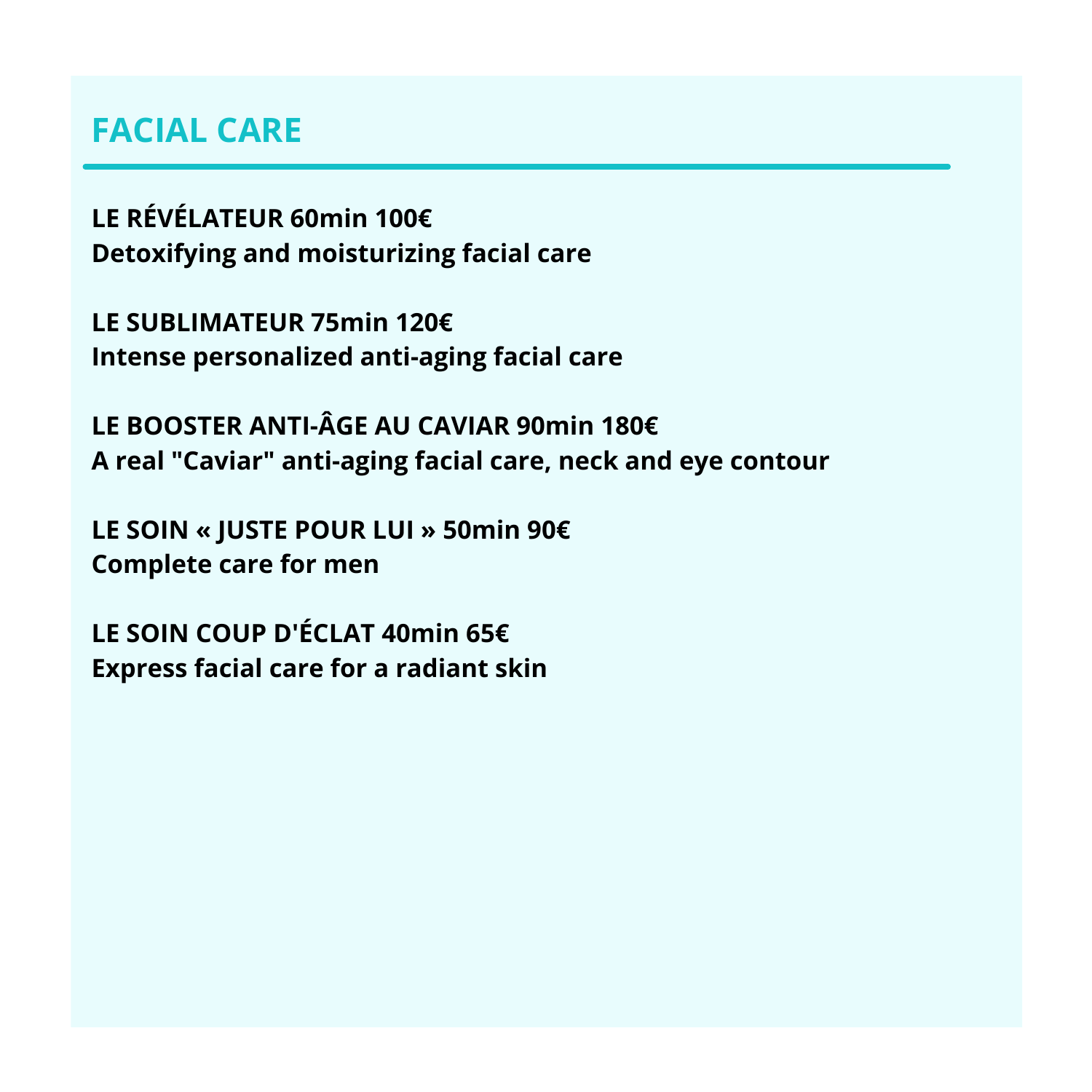# FACIAL CARE

**LE RÉVÉLATEUR 60min 100€**
**Detoxifying and moisturizing facial care**

**LE SUBLIMATEUR 75min 120€**
**Intense personalized anti-aging facial care**

**LE BOOSTER ANTI-ÂGE AU CAVIAR 90min 180€**
**A real "Caviar" anti-aging facial care, neck and eye contour**

**LE SOIN « JUSTE POUR LUI » 50min 90€**
**Complete care for men**

**LE SOIN COUP D'ÉCLAT 40min 65€**
**Express facial care for a radiant skin**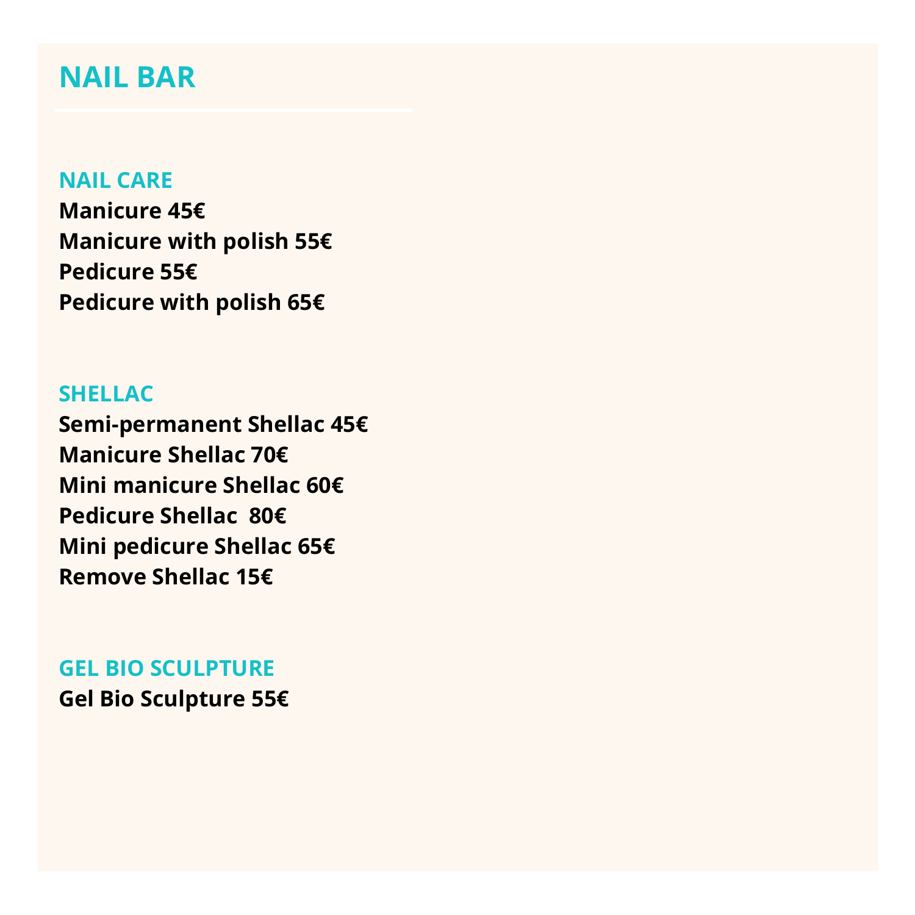# NAIL BAR

## NAIL CARE

**Manicure 45€**
**Manicure with polish 55€**
**Pedicure 55€**
**Pedicure with polish 65€**

## SHELLAC

**Semi-permanent Shellac 45€**
**Manicure Shellac 70€**
**Mini manicure Shellac 60€**
**Pedicure Shellac 80€**
**Mini pedicure Shellac 65€**
**Remove Shellac 15€**

## GEL BIO SCULPTURE

**Gel Bio Sculpture 55€**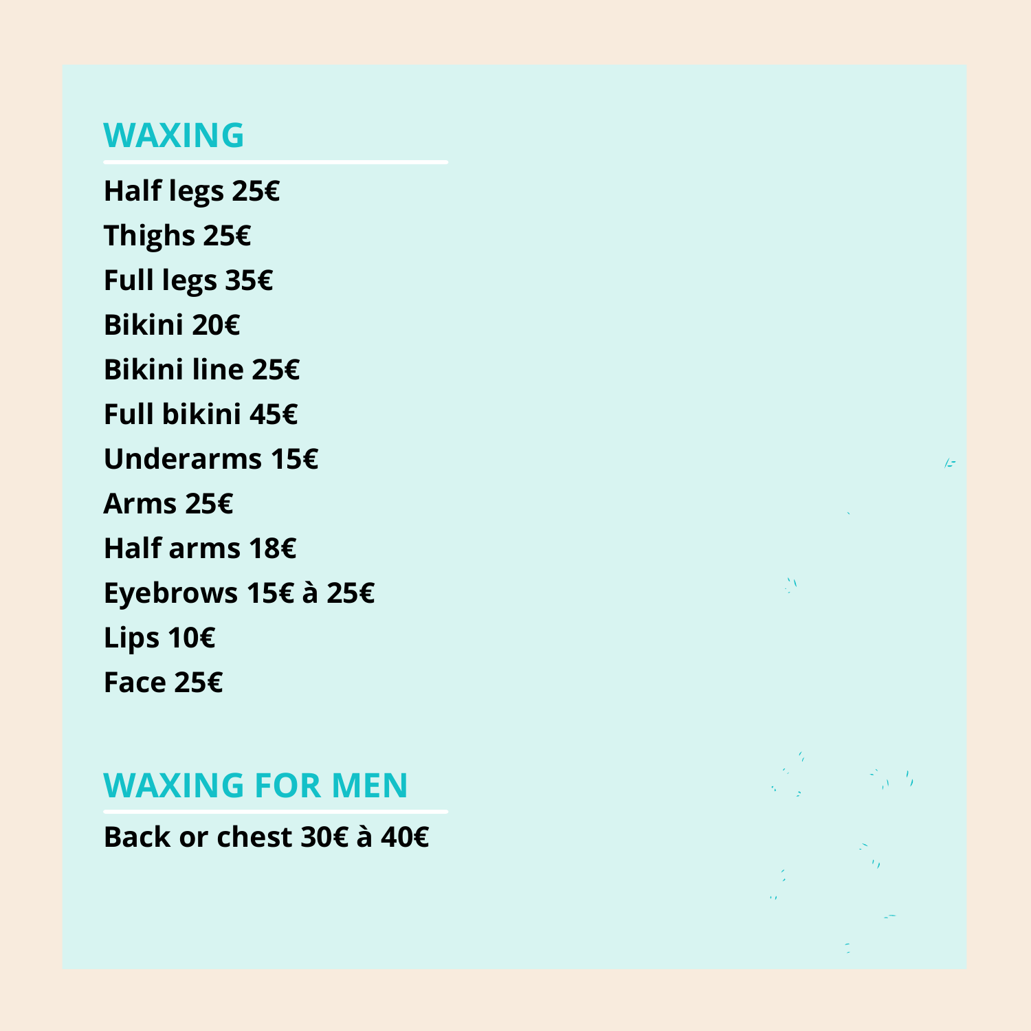## WAXING

**Half legs 25€**

**Thighs 25€**

**Full legs 35€**

**Bikini 20€**

**Bikini line 25€**

**Full bikini 45€**

**Underarms 15€**

**Arms 25€**

**Half arms 18€**

**Eyebrows 15€ à 25€**

**Lips 10€**

**Face 25€**

## WAXING FOR MEN

**Back or chest 30€ à 40€**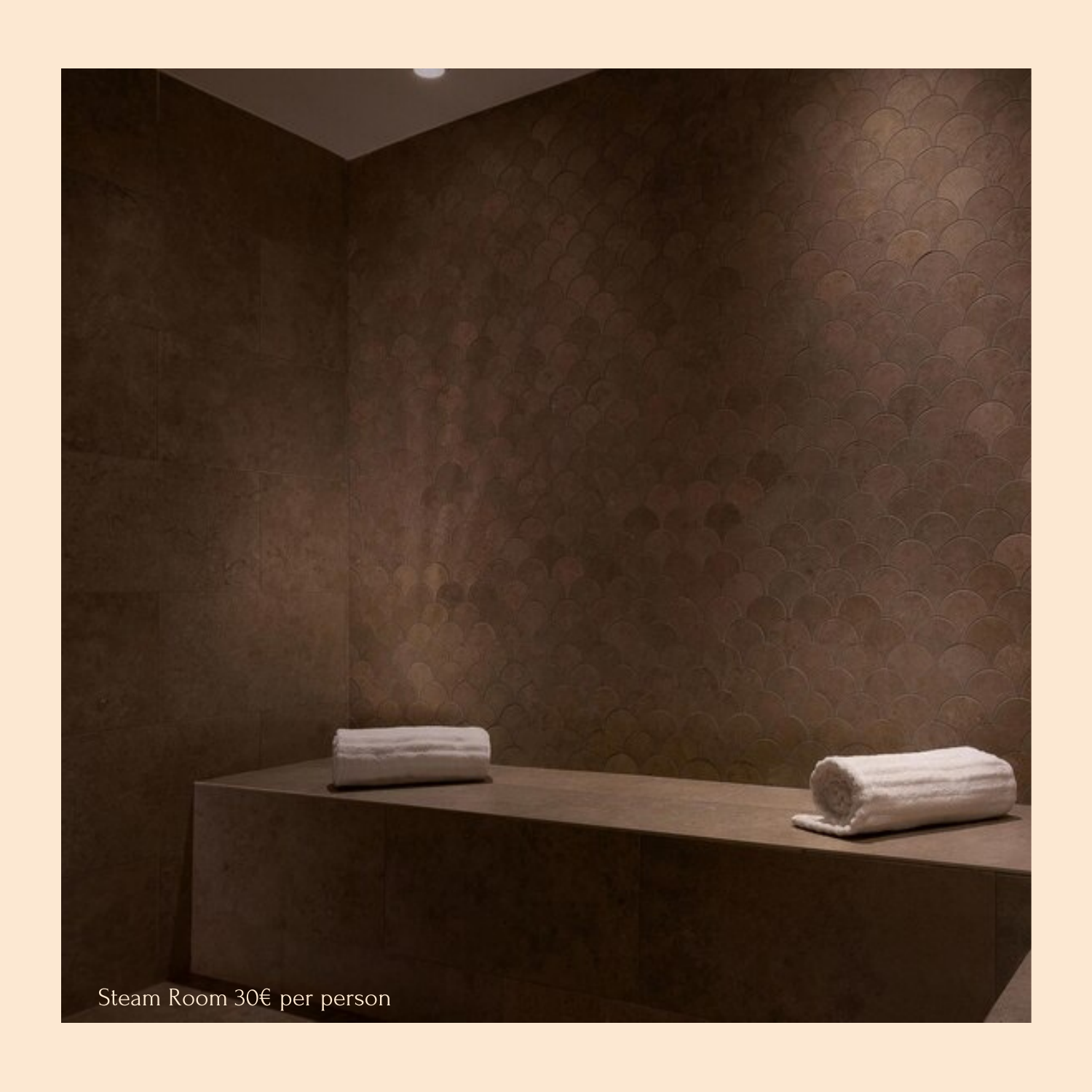Steam Room 30€ per person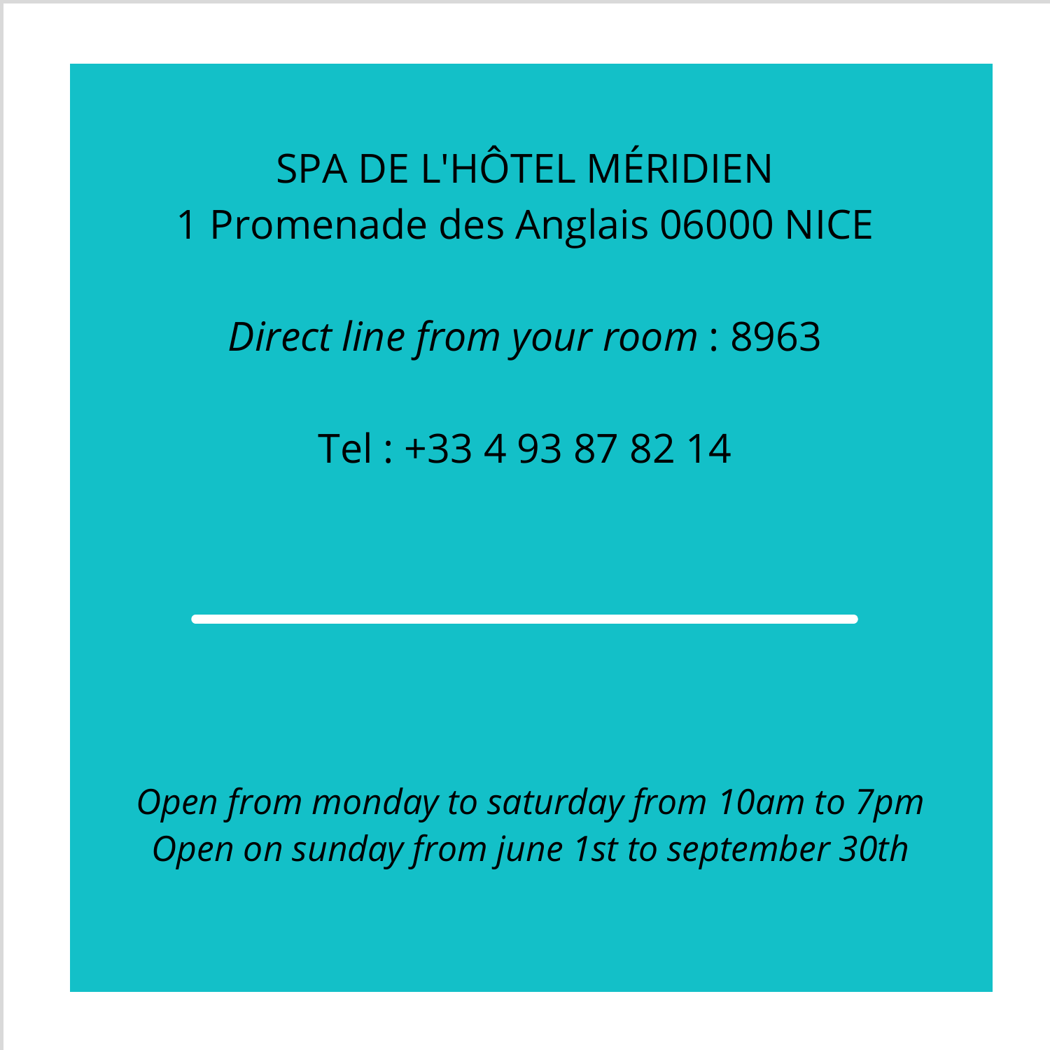SPA DE L'HÔTEL MÉRIDIEN
1 Promenade des Anglais 06000 NICE

*Direct line from your room* : 8963

Tel : +33 4 93 87 82 14

---

*Open from monday to saturday from 10am to 7pm*
*Open on sunday from june 1st to september 30th*